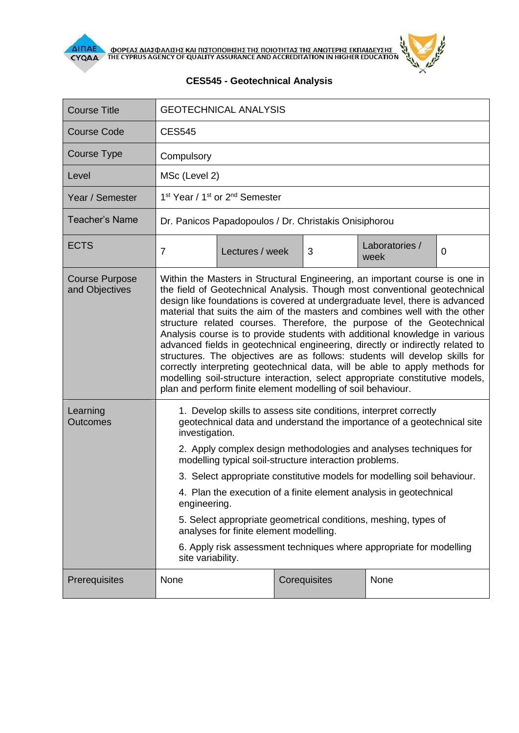# CES545 - Geotechnical Analysis

| Course Title | GEOTECHNICAL ANALYSIS | | | | |
|---|---|---|---|---|---|
| Course Code | CES545 | | | | |
| Course Type | Compulsory | | | | |
| Level | MSc (Level 2) | | | | |
| Year / Semester | 1st Year / 1st or 2nd Semester | | | | |
| Teacher's Name | Dr. Panicos Papadopoulos / Dr. Christakis Onisiphorou | | | | |
| ECTS | 7 | Lectures / week | 3 | Laboratories / week | 0 |
| Course Purpose and Objectives | Within the Masters in Structural Engineering, an important course is one in the field of Geotechnical Analysis. Though most conventional geotechnical design like foundations is covered at undergraduate level, there is advanced material that suits the aim of the masters and combines well with the other structure related courses. Therefore, the purpose of the Geotechnical Analysis course is to provide students with additional knowledge in various advanced fields in geotechnical engineering, directly or indirectly related to structures. The objectives are as follows: students will develop skills for correctly interpreting geotechnical data, will be able to apply methods for modelling soil-structure interaction, select appropriate constitutive models, plan and perform finite element modelling of soil behaviour. | | | | |
| Learning Outcomes | 1. Develop skills to assess site conditions, interpret correctly geotechnical data and understand the importance of a geotechnical site investigation.<br>2. Apply complex design methodologies and analyses techniques for modelling typical soil-structure interaction problems.<br>3. Select appropriate constitutive models for modelling soil behaviour.<br>4. Plan the execution of a finite element analysis in geotechnical engineering.<br>5. Select appropriate geometrical conditions, meshing, types of analyses for finite element modelling.<br>6. Apply risk assessment techniques where appropriate for modelling site variability. | | | | |
| Prerequisites | None | Corequisites | None | | |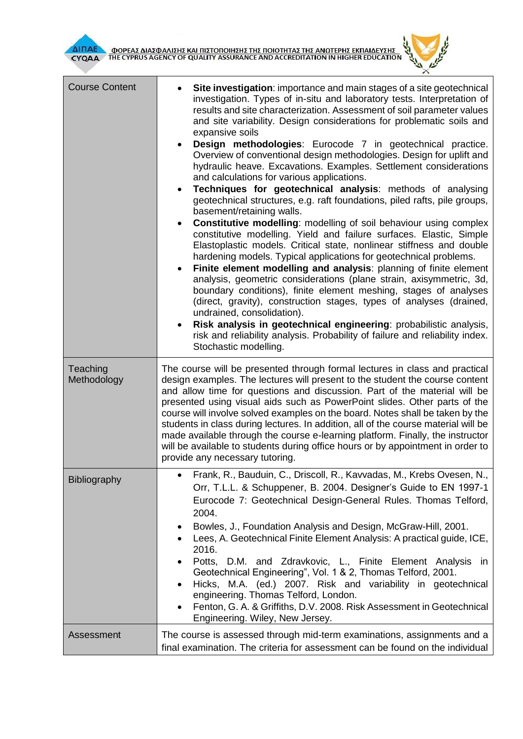| Course Content | • **Site investigation**: importance and main stages of a site geotechnical investigation. Types of in-situ and laboratory tests. Interpretation of results and site characterization. Assessment of soil parameter values and site variability. Design considerations for problematic soils and expansive soils<br>• **Design methodologies**: Eurocode 7 in geotechnical practice. Overview of conventional design methodologies. Design for uplift and hydraulic heave. Excavations. Examples. Settlement considerations and calculations for various applications.<br>• **Techniques for geotechnical analysis**: methods of analysing geotechnical structures, e.g. raft foundations, piled rafts, pile groups, basement/retaining walls.<br>• **Constitutive modelling**: modelling of soil behaviour using complex constitutive modelling. Yield and failure surfaces. Elastic, Simple Elastoplastic models. Critical state, nonlinear stiffness and double hardening models. Typical applications for geotechnical problems.<br>• **Finite element modelling and analysis**: planning of finite element analysis, geometric considerations (plane strain, axisymmetric, 3d, boundary conditions), finite element meshing, stages of analyses (direct, gravity), construction stages, types of analyses (drained, undrained, consolidation).<br>• **Risk analysis in geotechnical engineering**: probabilistic analysis, risk and reliability analysis. Probability of failure and reliability index. Stochastic modelling. |
|---|---|
| Teaching Methodology | The course will be presented through formal lectures in class and practical design examples. The lectures will present to the student the course content and allow time for questions and discussion. Part of the material will be presented using visual aids such as PowerPoint slides. Other parts of the course will involve solved examples on the board. Notes shall be taken by the students in class during lectures. In addition, all of the course material will be made available through the course e-learning platform. Finally, the instructor will be available to students during office hours or by appointment in order to provide any necessary tutoring. |
| Bibliography | • Frank, R., Bauduin, C., Driscoll, R., Kavvadas, M., Krebs Ovesen, N., Orr, T.L.L. & Schuppener, B. 2004. Designer's Guide to EN 1997-1 Eurocode 7: Geotechnical Design-General Rules. Thomas Telford, 2004.<br>• Bowles, J., Foundation Analysis and Design, McGraw-Hill, 2001.<br>• Lees, A. Geotechnical Finite Element Analysis: A practical guide, ICE, 2016.<br>• Potts, D.M. and Zdravkovic, L., Finite Element Analysis in Geotechnical Engineering", Vol. 1 & 2, Thomas Telford, 2001.<br>• Hicks, M.A. (ed.) 2007. Risk and variability in geotechnical engineering. Thomas Telford, London.<br>• Fenton, G. A. & Griffiths, D.V. 2008. Risk Assessment in Geotechnical Engineering. Wiley, New Jersey. |
| Assessment | The course is assessed through mid-term examinations, assignments and a final examination. The criteria for assessment can be found on the individual |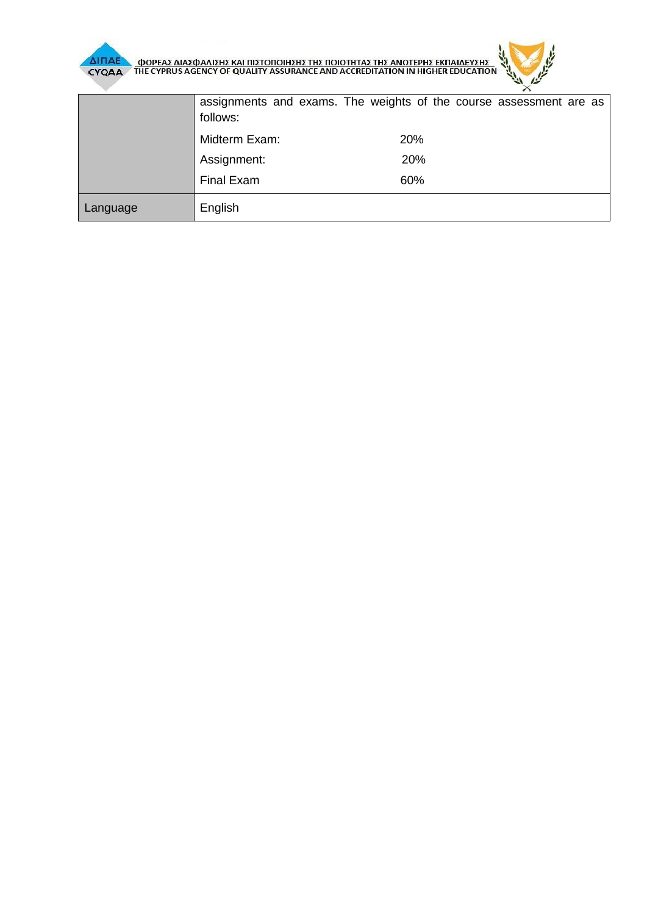| | |
|---|---|
| | assignments and exams. The weights of the course assessment are as follows:<br>Midterm Exam: 20%<br>Assignment: 20%<br>Final Exam 60% |
| Language | English |